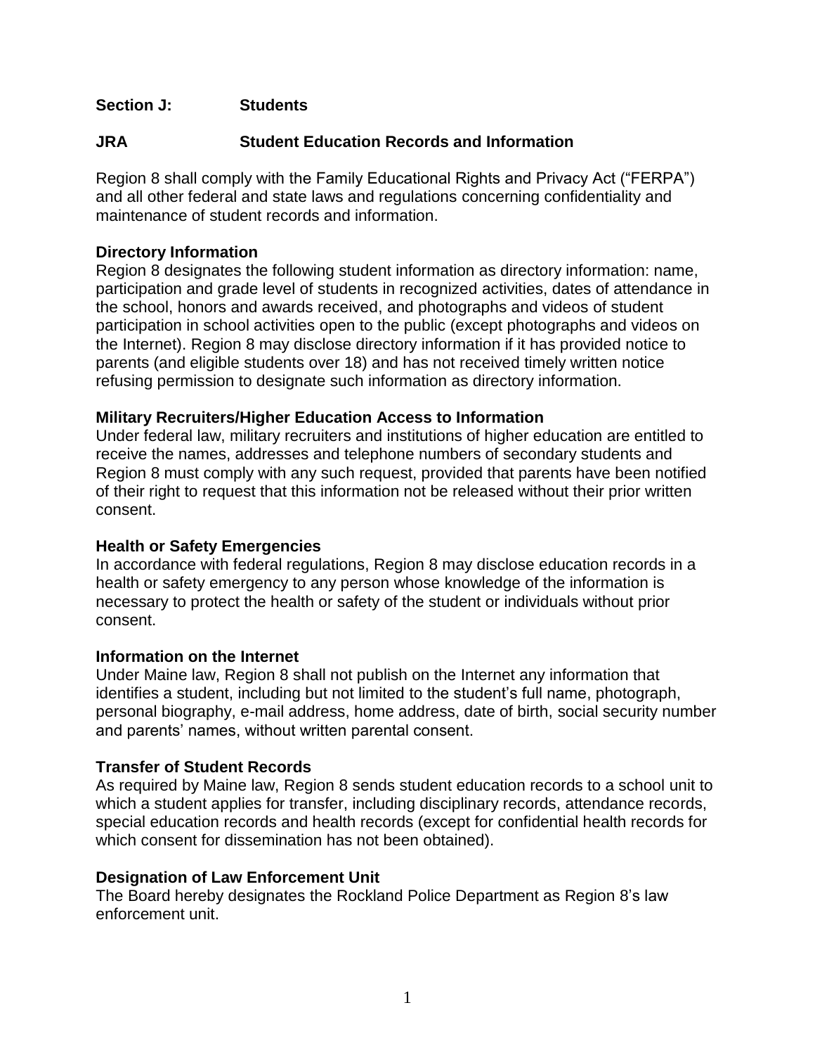## Section J: Students

## JRA Student Education Records and Information

Region 8 shall comply with the Family Educational Rights and Privacy Act ("FERPA") and all other federal and state laws and regulations concerning confidentiality and maintenance of student records and information.

### Directory Information

Region 8 designates the following student information as directory information: name, participation and grade level of students in recognized activities, dates of attendance in the school, honors and awards received, and photographs and videos of student participation in school activities open to the public (except photographs and videos on the Internet). Region 8 may disclose directory information if it has provided notice to parents (and eligible students over 18) and has not received timely written notice refusing permission to designate such information as directory information.

### Military Recruiters/Higher Education Access to Information

Under federal law, military recruiters and institutions of higher education are entitled to receive the names, addresses and telephone numbers of secondary students and Region 8 must comply with any such request, provided that parents have been notified of their right to request that this information not be released without their prior written consent.

### Health or Safety Emergencies

In accordance with federal regulations, Region 8 may disclose education records in a health or safety emergency to any person whose knowledge of the information is necessary to protect the health or safety of the student or individuals without prior consent.

### Information on the Internet

Under Maine law, Region 8 shall not publish on the Internet any information that identifies a student, including but not limited to the student's full name, photograph, personal biography, e-mail address, home address, date of birth, social security number and parents' names, without written parental consent.

### Transfer of Student Records

As required by Maine law, Region 8 sends student education records to a school unit to which a student applies for transfer, including disciplinary records, attendance records, special education records and health records (except for confidential health records for which consent for dissemination has not been obtained).

### Designation of Law Enforcement Unit

The Board hereby designates the Rockland Police Department as Region 8's law enforcement unit.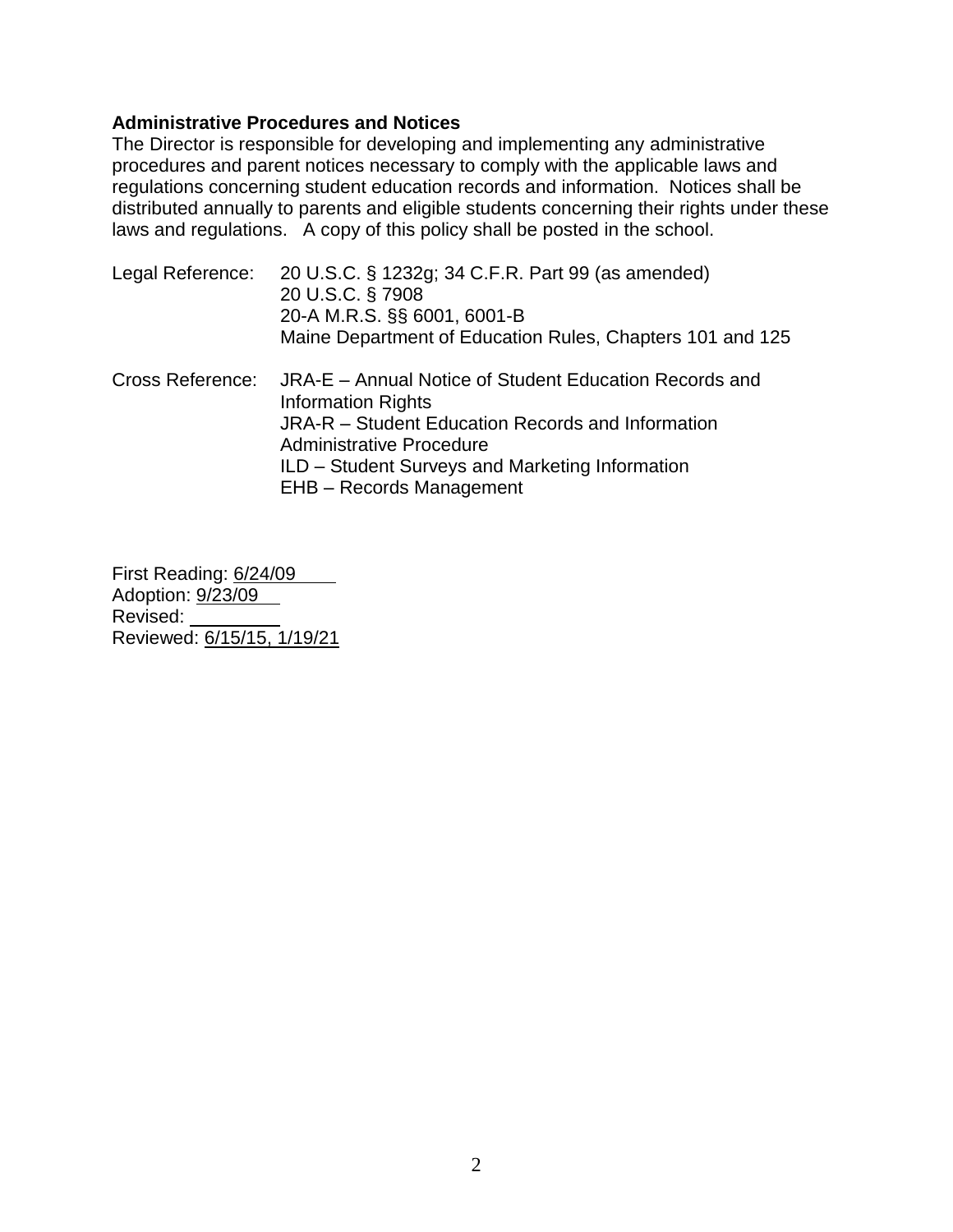**Administrative Procedures and Notices**

The Director is responsible for developing and implementing any administrative procedures and parent notices necessary to comply with the applicable laws and regulations concerning student education records and information. Notices shall be distributed annually to parents and eligible students concerning their rights under these laws and regulations. A copy of this policy shall be posted in the school.

Legal Reference: 20 U.S.C. § 1232g; 34 C.F.R. Part 99 (as amended)
20 U.S.C. § 7908
20-A M.R.S. §§ 6001, 6001-B
Maine Department of Education Rules, Chapters 101 and 125

Cross Reference: JRA-E – Annual Notice of Student Education Records and Information Rights
JRA-R – Student Education Records and Information Administrative Procedure
ILD – Student Surveys and Marketing Information
EHB – Records Management

First Reading: 6/24/09
Adoption: 9/23/09
Revised:
Reviewed: 6/15/15, 1/19/21